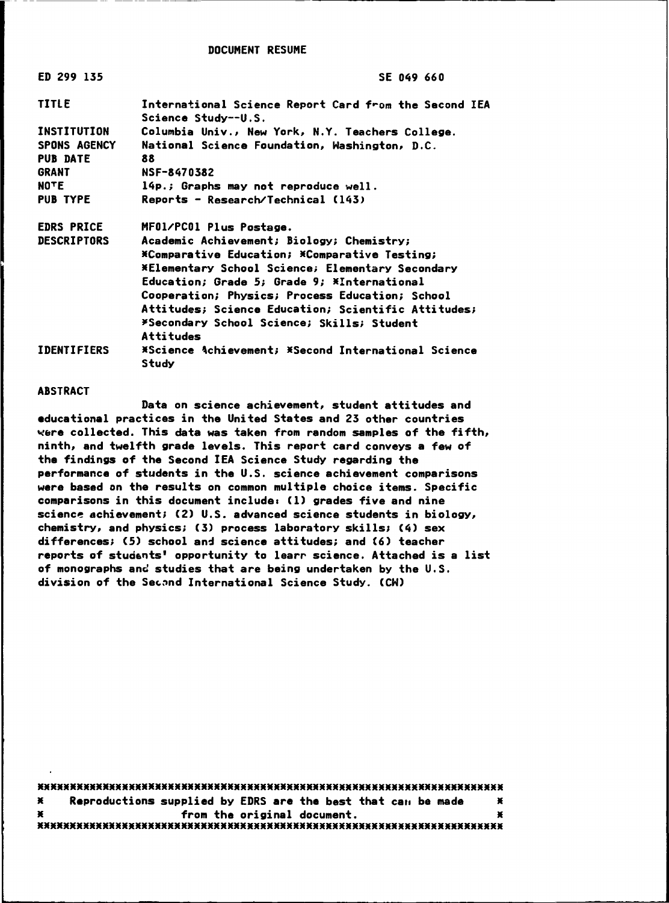DOCUMENT RESUME

| | |
|---|---|
| ED 299 135 | SE 049 660 |
| TITLE | International Science Report Card from the Second IEA Science Study--U.S. |
| INSTITUTION | Columbia Univ., New York, N.Y. Teachers College. |
| SPONS AGENCY | National Science Foundation, Washington, D.C. |
| PUB DATE | 88 |
| GRANT | NSF-8470382 |
| NOTE | 14p.; Graphs may not reproduce well. |
| PUB TYPE | Reports - Research/Technical (143) |
| EDRS PRICE | MF01/PC01 Plus Postage. |
| DESCRIPTORS | Academic Achievement; Biology; Chemistry; *Comparative Education; *Comparative Testing; *Elementary School Science; Elementary Secondary Education; Grade 5; Grade 9; *International Cooperation; Physics; Process Education; School Attitudes; Science Education; Scientific Attitudes; *Secondary School Science; Skills; Student Attitudes |
| IDENTIFIERS | *Science Achievement; *Second International Science Study |

ABSTRACT

Data on science achievement, student attitudes and educational practices in the United States and 23 other countries were collected. This data was taken from random samples of the fifth, ninth, and twelfth grade levels. This report card conveys a few of the findings of the Second IEA Science Study regarding the performance of students in the U.S. science achievement comparisons were based on the results on common multiple choice items. Specific comparisons in this document include: (1) grades five and nine science achievement; (2) U.S. advanced science students in biology, chemistry, and physics; (3) process laboratory skills; (4) sex differences; (5) school and science attitudes; and (6) teacher reports of students' opportunity to learn science. Attached is a list of monographs and studies that are being undertaken by the U.S. division of the Second International Science Study. (CW)

***********************************************************************
* Reproductions supplied by EDRS are the best that can be made *
* from the original document. *
***********************************************************************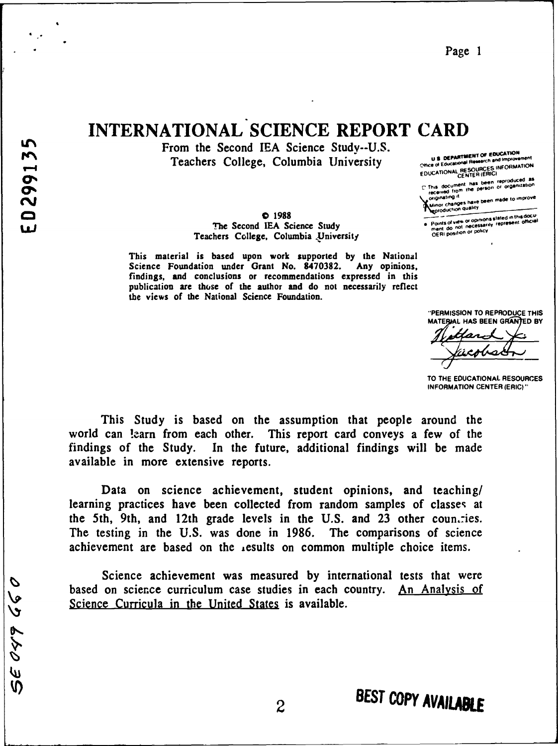# INTERNATIONAL SCIENCE REPORT CARD

From the Second IEA Science Study--U.S.
Teachers College, Columbia University

© 1988
The Second IEA Science Study
Teachers College, Columbia University

This material is based upon work supported by the National Science Foundation under Grant No. 8470382. Any opinions, findings, and conclusions or recommendations expressed in this publication are those of the author and do not necessarily reflect the views of the National Science Foundation.

U.S. DEPARTMENT OF EDUCATION
Office of Educational Research and Improvement
EDUCATIONAL RESOURCES INFORMATION CENTER (ERIC)

- This document has been reproduced as received from the person or organization originating it
- Minor changes have been made to improve reproduction quality
- Points of view or opinions stated in this document do not necessarily represent official OERI position or policy

"PERMISSION TO REPRODUCE THIS MATERIAL HAS BEEN GRANTED BY Willard J. Jacobson TO THE EDUCATIONAL RESOURCES INFORMATION CENTER (ERIC)"

This Study is based on the assumption that people around the world can learn from each other. This report card conveys a few of the findings of the Study. In the future, additional findings will be made available in more extensive reports.

Data on science achievement, student opinions, and teaching/learning practices have been collected from random samples of classes at the 5th, 9th, and 12th grade levels in the U.S. and 23 other countries. The testing in the U.S. was done in 1986. The comparisons of science achievement are based on the results on common multiple choice items.

Science achievement was measured by international tests that were based on science curriculum case studies in each country. An Analysis of Science Curricula in the United States is available.

ED299135

SE 049 660

BEST COPY AVAILABLE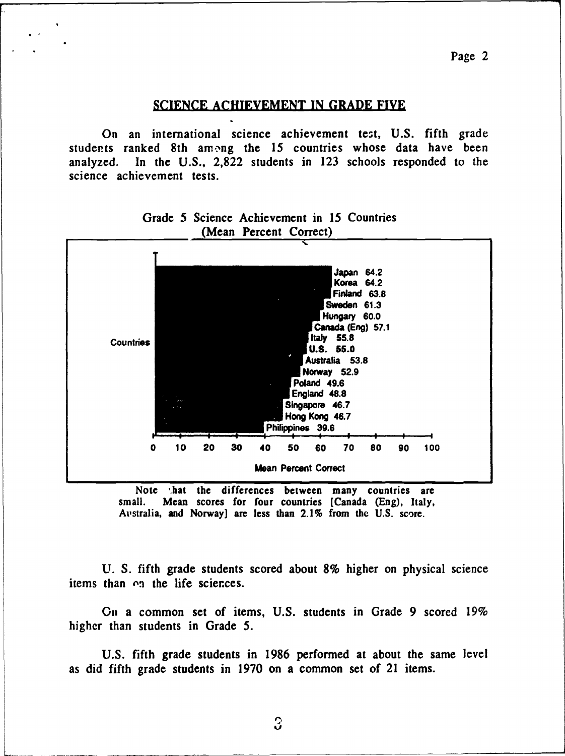## SCIENCE ACHIEVEMENT IN GRADE FIVE

On an international science achievement test, U.S. fifth grade students ranked 8th among the 15 countries whose data have been analyzed. In the U.S., 2,822 students in 123 schools responded to the science achievement tests.

Grade 5 Science Achievement in 15 Countries (Mean Percent Correct)

| Countries | Mean Percent Correct |
| --- | --- |
| Japan | 64.2 |
| Korea | 64.2 |
| Finland | 63.8 |
| Sweden | 61.3 |
| Hungary | 60.0 |
| Canada (Eng) | 57.1 |
| Italy | 55.8 |
| U.S. | 55.0 |
| Australia | 53.8 |
| Norway | 52.9 |
| Poland | 49.6 |
| England | 48.8 |
| Singapore | 46.7 |
| Hong Kong | 46.7 |
| Philippines | 39.6 |

Note that the differences between many countries are small. Mean scores for four countries [Canada (Eng), Italy, Australia, and Norway] are less than 2.1% from the U.S. score.

U. S. fifth grade students scored about 8% higher on physical science items than on the life sciences.

On a common set of items, U.S. students in Grade 9 scored 19% higher than students in Grade 5.

U.S. fifth grade students in 1986 performed at about the same level as did fifth grade students in 1970 on a common set of 21 items.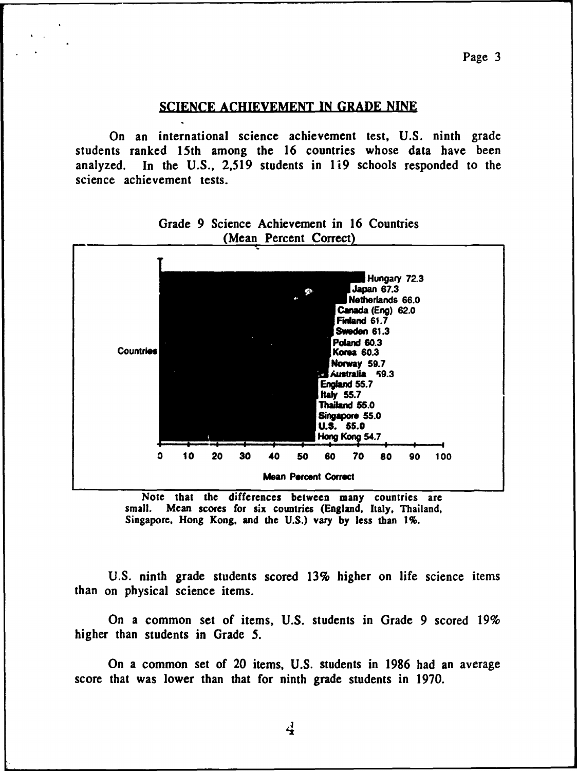## SCIENCE ACHIEVEMENT IN GRADE NINE

On an international science achievement test, U.S. ninth grade students ranked 15th among the 16 countries whose data have been analyzed. In the U.S., 2,519 students in 1i9 schools responded to the science achievement tests.

Grade 9 Science Achievement in 16 Countries (Mean Percent Correct)

| Countries | Mean Percent Correct |
|---|---|
| Hungary | 72.3 |
| Japan | 67.3 |
| Netherlands | 66.0 |
| Canada (Eng) | 62.0 |
| Finland | 61.7 |
| Sweden | 61.3 |
| Poland | 60.3 |
| Korea | 60.3 |
| Norway | 59.7 |
| Australia | 59.3 |
| England | 55.7 |
| Italy | 55.7 |
| Thailand | 55.0 |
| Singapore | 55.0 |
| U.S. | 55.0 |
| Hong Kong | 54.7 |

Note that the differences between many countries are small. Mean scores for six countries (England, Italy, Thailand, Singapore, Hong Kong, and the U.S.) vary by less than 1%.

U.S. ninth grade students scored 13% higher on life science items than on physical science items.

On a common set of items, U.S. students in Grade 9 scored 19% higher than students in Grade 5.

On a common set of 20 items, U.S. students in 1986 had an average score that was lower than that for ninth grade students in 1970.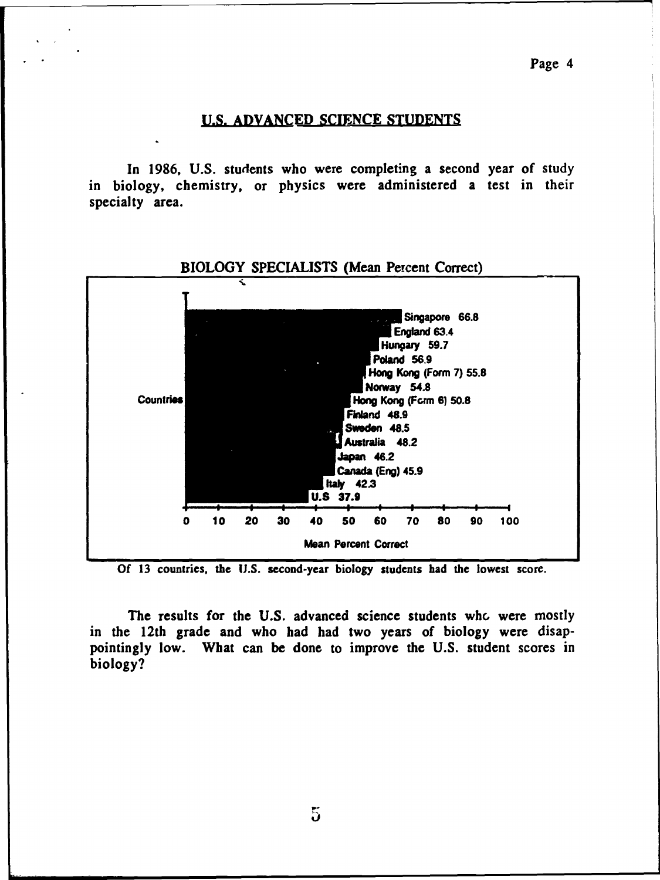## U.S. ADVANCED SCIENCE STUDENTS

In 1986, U.S. students who were completing a second year of study in biology, chemistry, or physics were administered a test in their specialty area.

BIOLOGY SPECIALISTS (Mean Percent Correct)

| Countries | Mean Percent Correct |
|---|---|
| Singapore | 66.8 |
| England | 63.4 |
| Hungary | 59.7 |
| Poland | 56.9 |
| Hong Kong (Form 7) | 55.8 |
| Norway | 54.8 |
| Hong Kong (Form 6) | 50.8 |
| Finland | 48.9 |
| Sweden | 48.5 |
| Australia | 48.2 |
| Japan | 46.2 |
| Canada (Eng) | 45.9 |
| Italy | 42.3 |
| U.S | 37.9 |

Of 13 countries, the U.S. second-year biology students had the lowest score.

The results for the U.S. advanced science students who were mostly in the 12th grade and who had had two years of biology were disappointingly low. What can be done to improve the U.S. student scores in biology?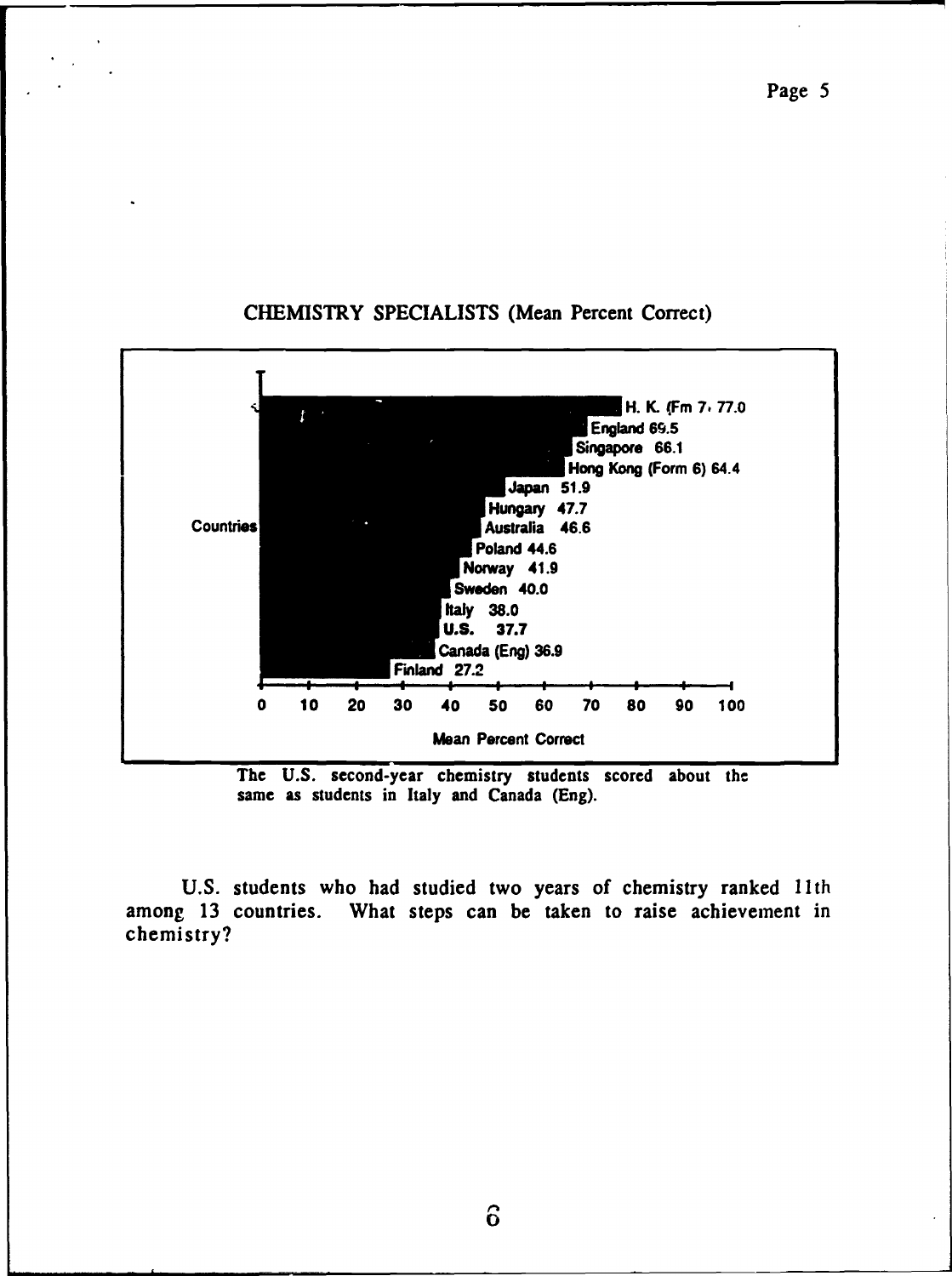## CHEMISTRY SPECIALISTS (Mean Percent Correct)

| Countries | Mean Percent Correct |
| --- | --- |
| H. K. (Fm 7) | 77.0 |
| England | 69.5 |
| Singapore | 66.1 |
| Hong Kong (Form 6) | 64.4 |
| Japan | 51.9 |
| Hungary | 47.7 |
| Australia | 46.6 |
| Poland | 44.6 |
| Norway | 41.9 |
| Sweden | 40.0 |
| Italy | 38.0 |
| U.S. | 37.7 |
| Canada (Eng) | 36.9 |
| Finland | 27.2 |

The U.S. second-year chemistry students scored about the same as students in Italy and Canada (Eng).

U.S. students who had studied two years of chemistry ranked 11th among 13 countries. What steps can be taken to raise achievement in chemistry?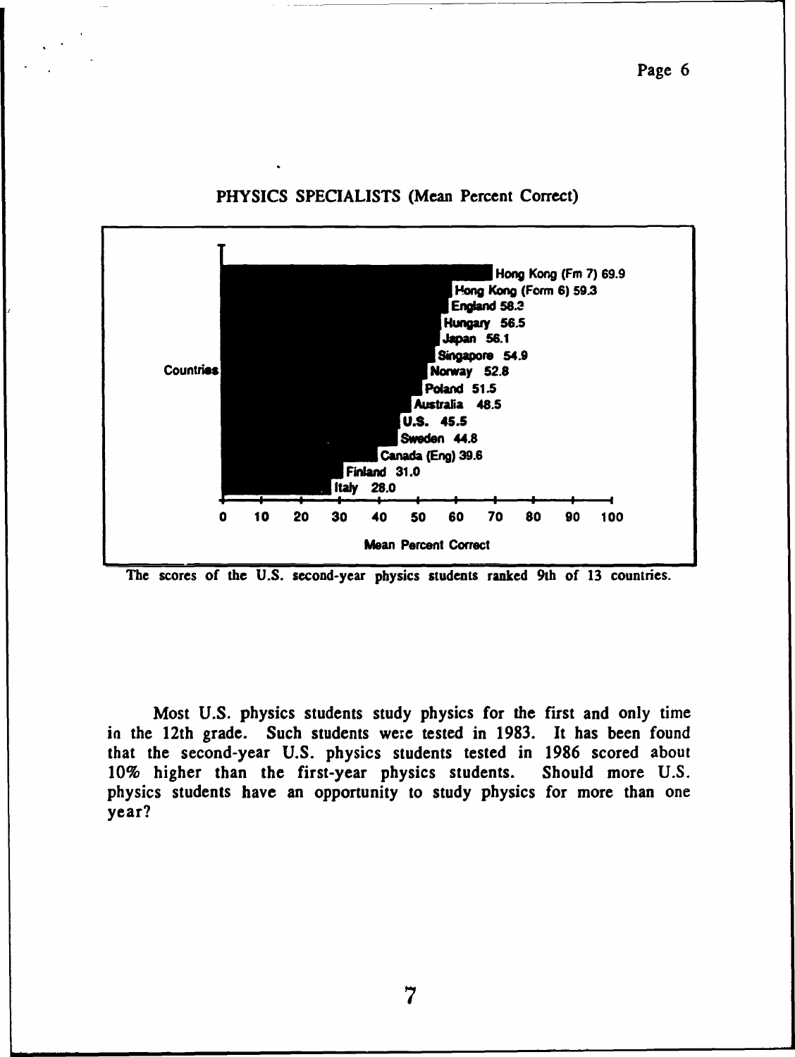PHYSICS SPECIALISTS (Mean Percent Correct)

| Countries | Mean Percent Correct |
| --- | --- |
| Hong Kong (Fm 7) | 69.9 |
| Hong Kong (Form 6) | 59.3 |
| England | 58.3 |
| Hungary | 56.5 |
| Japan | 56.1 |
| Singapore | 54.9 |
| Norway | 52.8 |
| Poland | 51.5 |
| Australia | 48.5 |
| U.S. | 45.5 |
| Sweden | 44.8 |
| Canada (Eng) | 39.6 |
| Finland | 31.0 |
| Italy | 28.0 |

The scores of the U.S. second-year physics students ranked 9th of 13 countries.

Most U.S. physics students study physics for the first and only time in the 12th grade. Such students were tested in 1983. It has been found that the second-year U.S. physics students tested in 1986 scored about 10% higher than the first-year physics students. Should more U.S. physics students have an opportunity to study physics for more than one year?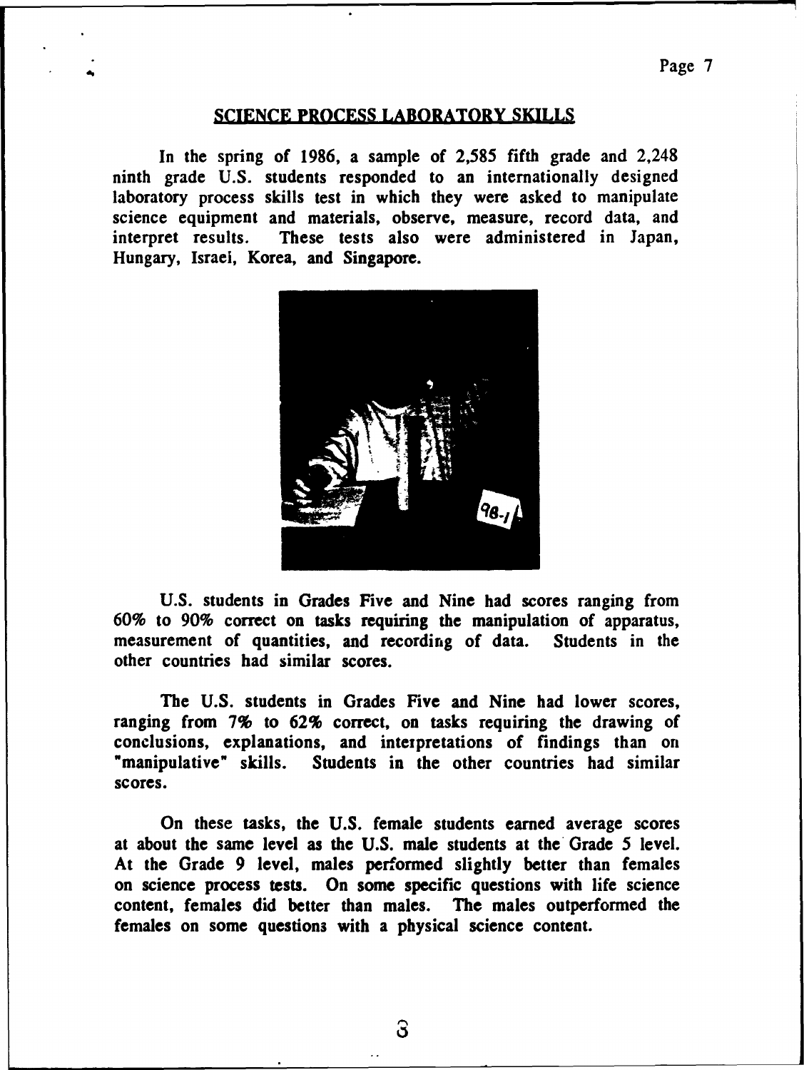## SCIENCE PROCESS LABORATORY SKILLS

In the spring of 1986, a sample of 2,585 fifth grade and 2,248 ninth grade U.S. students responded to an internationally designed laboratory process skills test in which they were asked to manipulate science equipment and materials, observe, measure, record data, and interpret results. These tests also were administered in Japan, Hungary, Israel, Korea, and Singapore.

U.S. students in Grades Five and Nine had scores ranging from 60% to 90% correct on tasks requiring the manipulation of apparatus, measurement of quantities, and recording of data. Students in the other countries had similar scores.

The U.S. students in Grades Five and Nine had lower scores, ranging from 7% to 62% correct, on tasks requiring the drawing of conclusions, explanations, and interpretations of findings than on "manipulative" skills. Students in the other countries had similar scores.

On these tasks, the U.S. female students earned average scores at about the same level as the U.S. male students at the Grade 5 level. At the Grade 9 level, males performed slightly better than females on science process tests. On some specific questions with life science content, females did better than males. The males outperformed the females on some questions with a physical science content.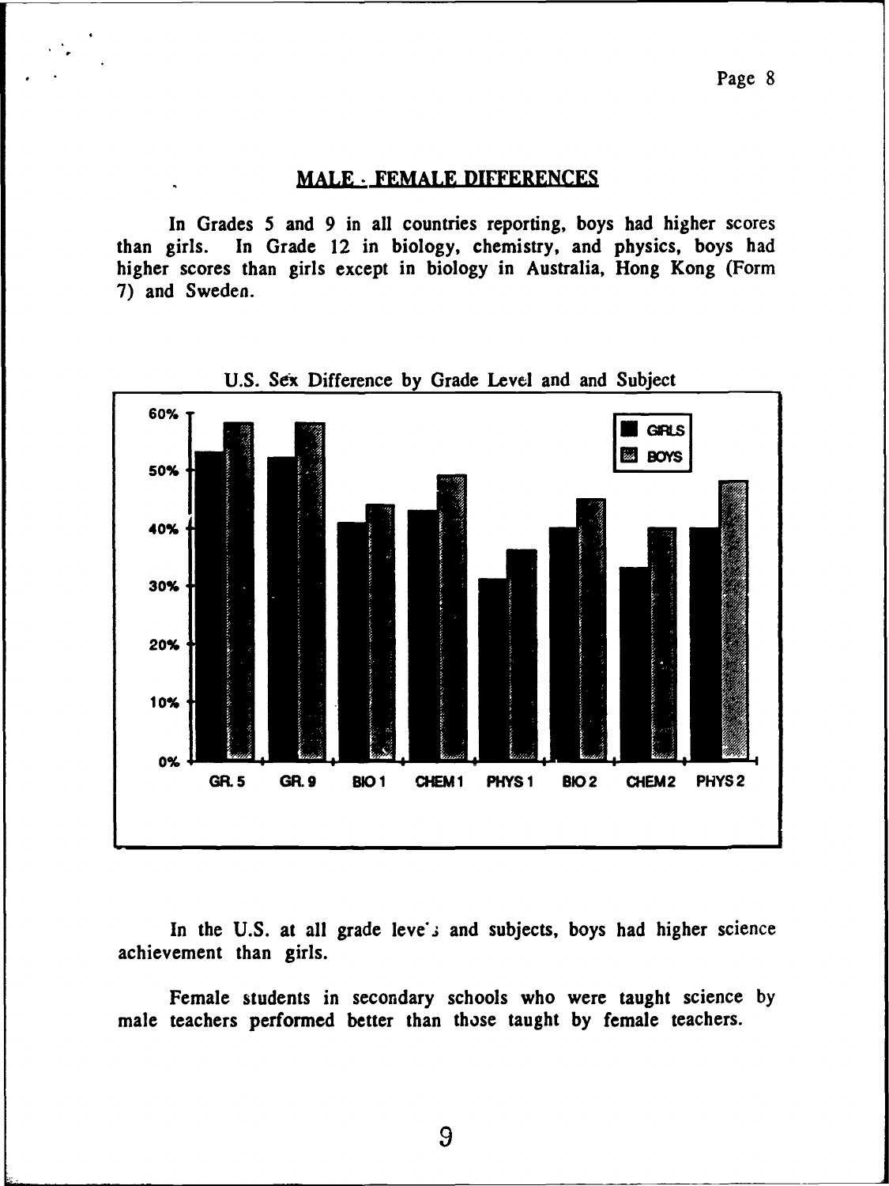## MALE - FEMALE DIFFERENCES

In Grades 5 and 9 in all countries reporting, boys had higher scores than girls. In Grade 12 in biology, chemistry, and physics, boys had higher scores than girls except in biology in Australia, Hong Kong (Form 7) and Sweden.

U.S. Sex Difference by Grade Level and and Subject

In the U.S. at all grade levels and subjects, boys had higher science achievement than girls.

Female students in secondary schools who were taught science by male teachers performed better than those taught by female teachers.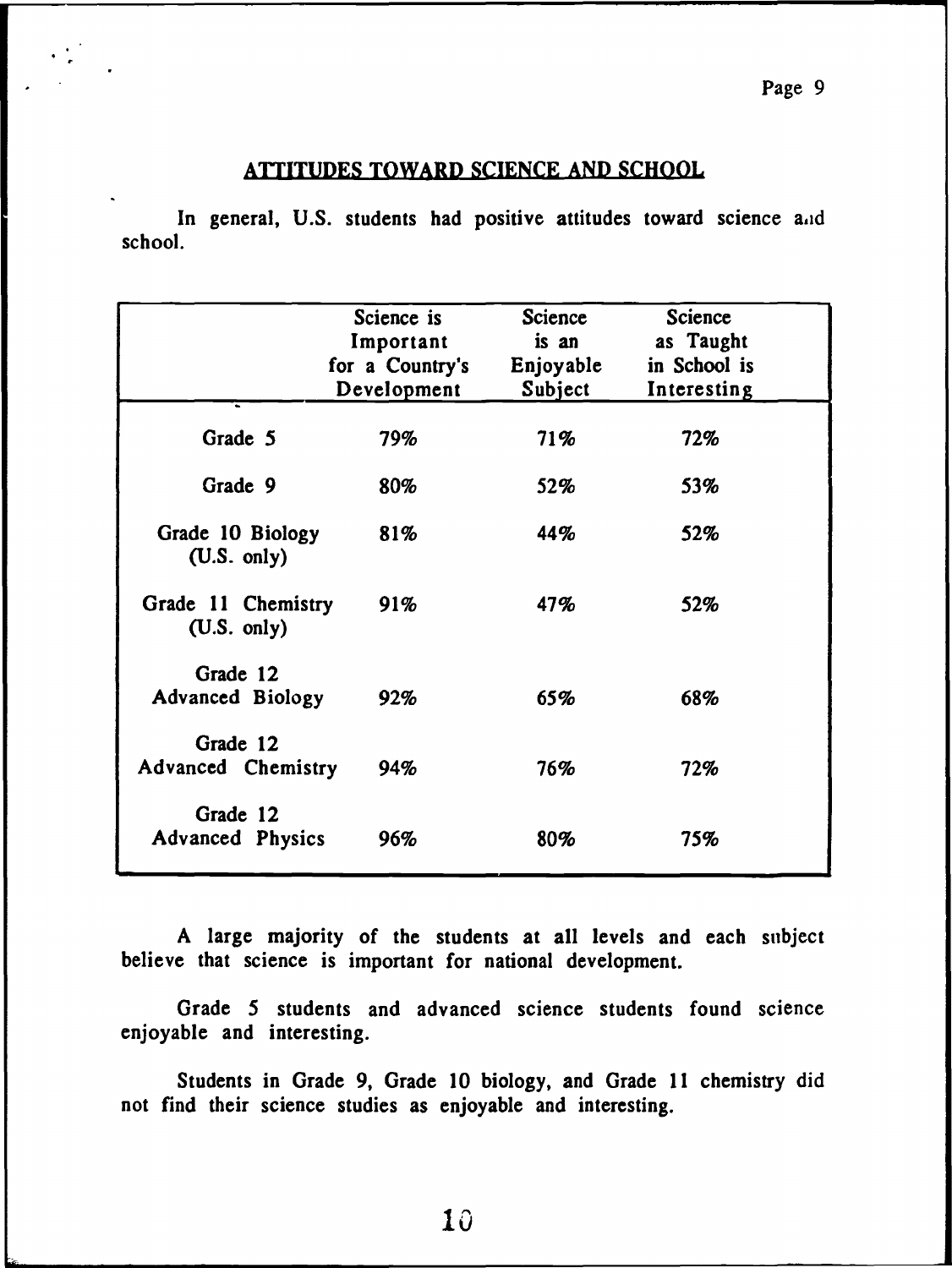## ATTITUDES TOWARD SCIENCE AND SCHOOL

In general, U.S. students had positive attitudes toward science and school.

| | Science is Important for a Country's Development | Science is an Enjoyable Subject | Science as Taught in School is Interesting |
|---|---|---|---|
| Grade 5 | 79% | 71% | 72% |
| Grade 9 | 80% | 52% | 53% |
| Grade 10 Biology (U.S. only) | 81% | 44% | 52% |
| Grade 11 Chemistry (U.S. only) | 91% | 47% | 52% |
| Grade 12 Advanced Biology | 92% | 65% | 68% |
| Grade 12 Advanced Chemistry | 94% | 76% | 72% |
| Grade 12 Advanced Physics | 96% | 80% | 75% |

A large majority of the students at all levels and each subject believe that science is important for national development.

Grade 5 students and advanced science students found science enjoyable and interesting.

Students in Grade 9, Grade 10 biology, and Grade 11 chemistry did not find their science studies as enjoyable and interesting.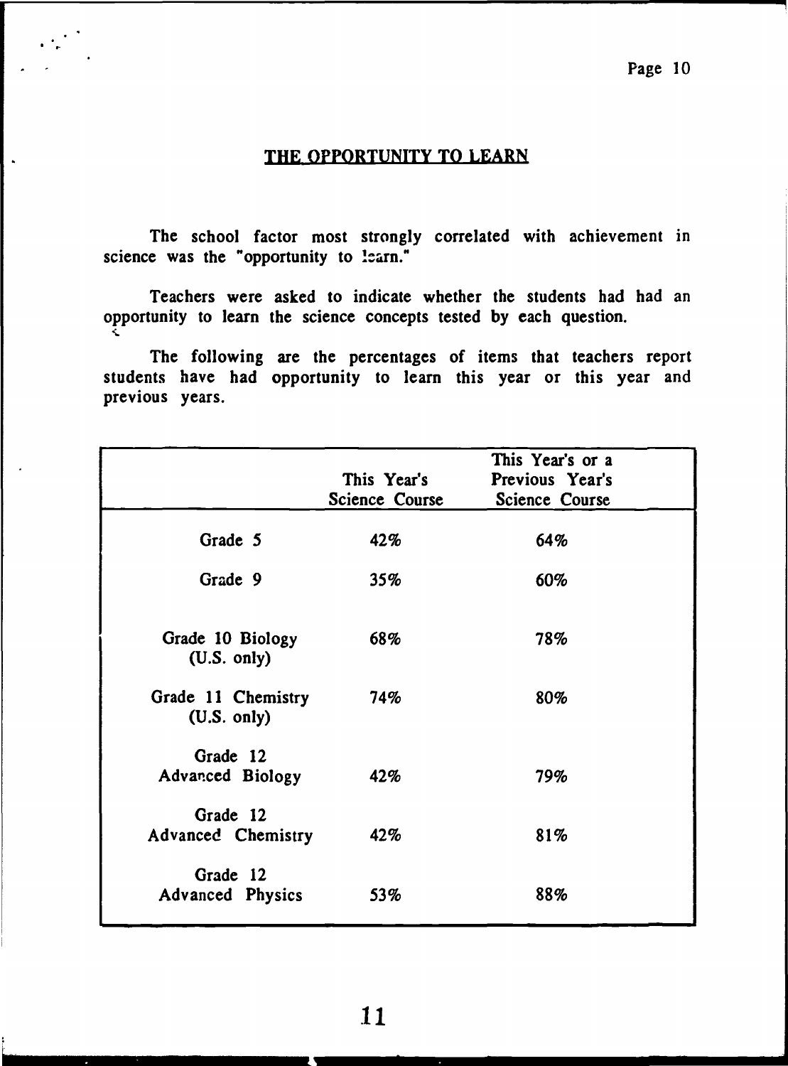## THE OPPORTUNITY TO LEARN

The school factor most strongly correlated with achievement in science was the "opportunity to learn."

Teachers were asked to indicate whether the students had had an opportunity to learn the science concepts tested by each question.

The following are the percentages of items that teachers report students have had opportunity to learn this year or this year and previous years.

| | This Year's Science Course | This Year's or a Previous Year's Science Course |
|---|---|---|
| Grade 5 | 42% | 64% |
| Grade 9 | 35% | 60% |
| Grade 10 Biology (U.S. only) | 68% | 78% |
| Grade 11 Chemistry (U.S. only) | 74% | 80% |
| Grade 12 Advanced Biology | 42% | 79% |
| Grade 12 Advanced Chemistry | 42% | 81% |
| Grade 12 Advanced Physics | 53% | 88% |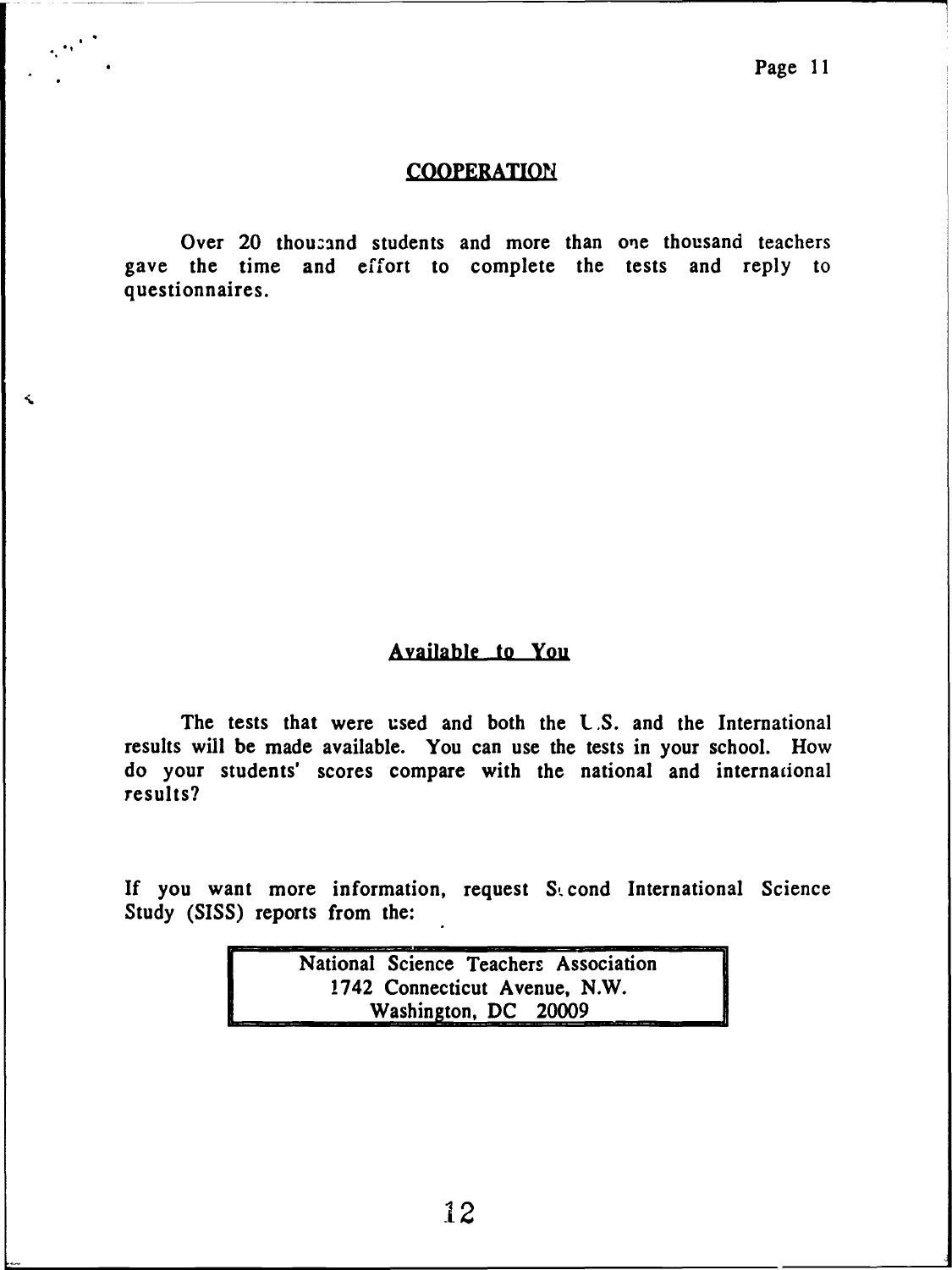## COOPERATION

Over 20 thousand students and more than one thousand teachers gave the time and effort to complete the tests and reply to questionnaires.

## Available to You

The tests that were used and both the U.S. and the International results will be made available. You can use the tests in your school. How do your students' scores compare with the national and international results?

If you want more information, request Second International Science Study (SISS) reports from the:

> National Science Teachers Association
> 1742 Connecticut Avenue, N.W.
> Washington, DC 20009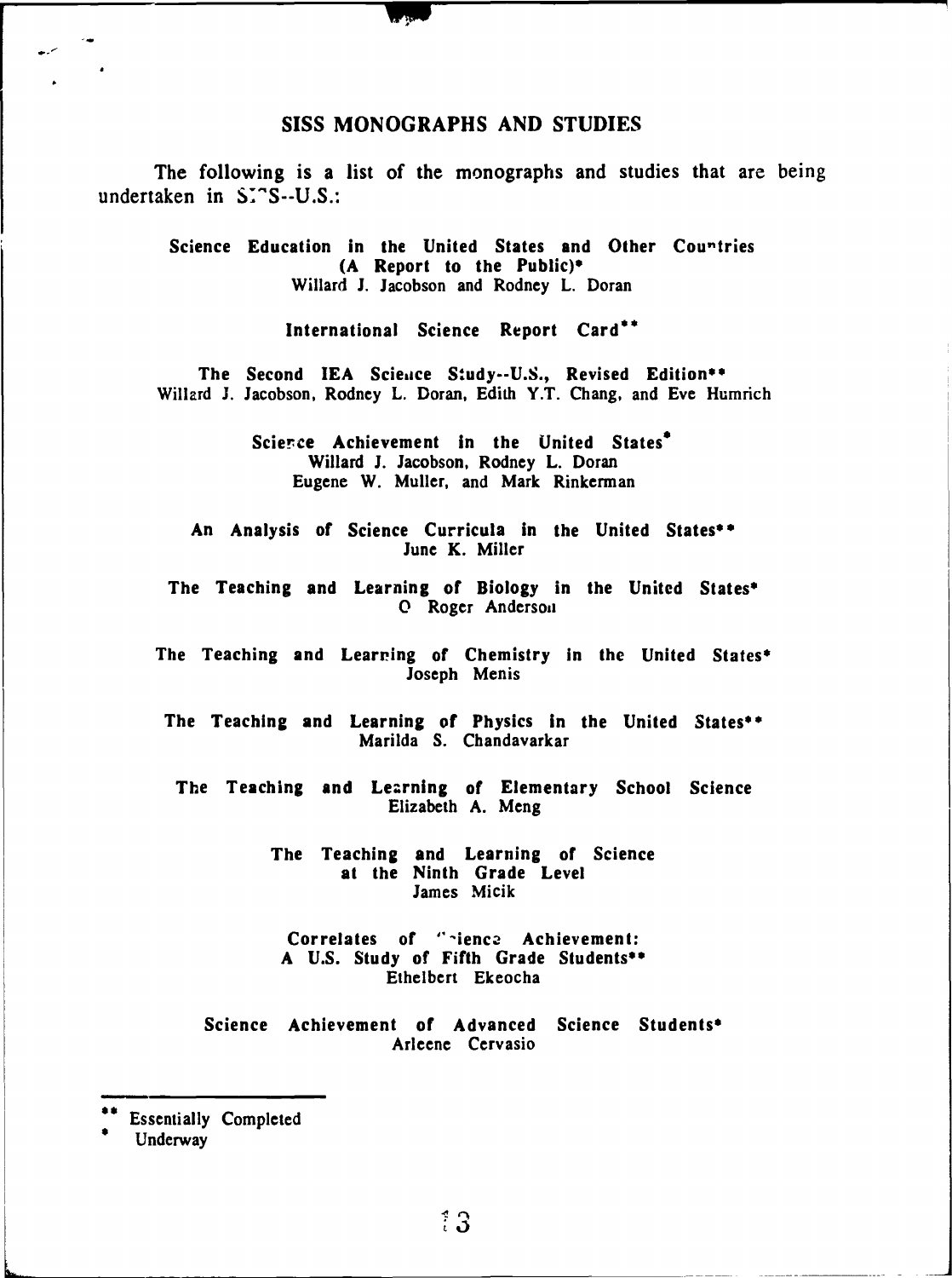## SISS MONOGRAPHS AND STUDIES

The following is a list of the monographs and studies that are being undertaken in SISS--U.S.:

**Science Education in the United States and Other Countries (A Report to the Public)***
Willard J. Jacobson and Rodney L. Doran

**International Science Report Card****

**The Second IEA Science Study--U.S., Revised Edition****
Willard J. Jacobson, Rodney L. Doran, Edith Y.T. Chang, and Eve Humrich

**Science Achievement in the United States***
Willard J. Jacobson, Rodney L. Doran
Eugene W. Muller, and Mark Rinkerman

**An Analysis of Science Curricula in the United States****
June K. Miller

**The Teaching and Learning of Biology in the United States***
O Roger Anderson

**The Teaching and Learning of Chemistry in the United States***
Joseph Menis

**The Teaching and Learning of Physics in the United States****
Marilda S. Chandavarkar

**The Teaching and Learning of Elementary School Science**
Elizabeth A. Meng

**The Teaching and Learning of Science at the Ninth Grade Level**
James Micik

**Correlates of Science Achievement: A U.S. Study of Fifth Grade Students****
Ethelbert Ekeocha

**Science Achievement of Advanced Science Students***
Arleene Cervasio

---

** Essentially Completed
* Underway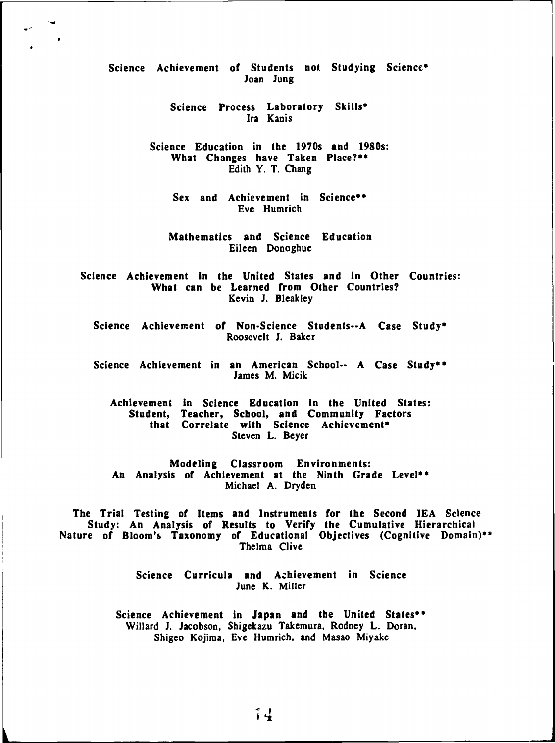Science Achievement of Students not Studying Science*
Joan Jung

Science Process Laboratory Skills*
Ira Kanis

Science Education in the 1970s and 1980s:
What Changes have Taken Place?**
Edith Y. T. Chang

Sex and Achievement in Science**
Eve Humrich

Mathematics and Science Education
Eileen Donoghue

Science Achievement in the United States and in Other Countries:
What can be Learned from Other Countries?
Kevin J. Bleakley

Science Achievement of Non-Science Students--A Case Study*
Roosevelt J. Baker

Science Achievement in an American School-- A Case Study**
James M. Micik

Achievement in Science Education in the United States:
Student, Teacher, School, and Community Factors
that Correlate with Science Achievement*
Steven L. Beyer

Modeling Classroom Environments:
An Analysis of Achievement at the Ninth Grade Level**
Michael A. Dryden

The Trial Testing of Items and Instruments for the Second IEA Science Study: An Analysis of Results to Verify the Cumulative Hierarchical Nature of Bloom's Taxonomy of Educational Objectives (Cognitive Domain)**
Thelma Clive

Science Curricula and Achievement in Science
June K. Miller

Science Achievement in Japan and the United States**
Willard J. Jacobson, Shigekazu Takemura, Rodney L. Doran, Shigeo Kojima, Eve Humrich, and Masao Miyake